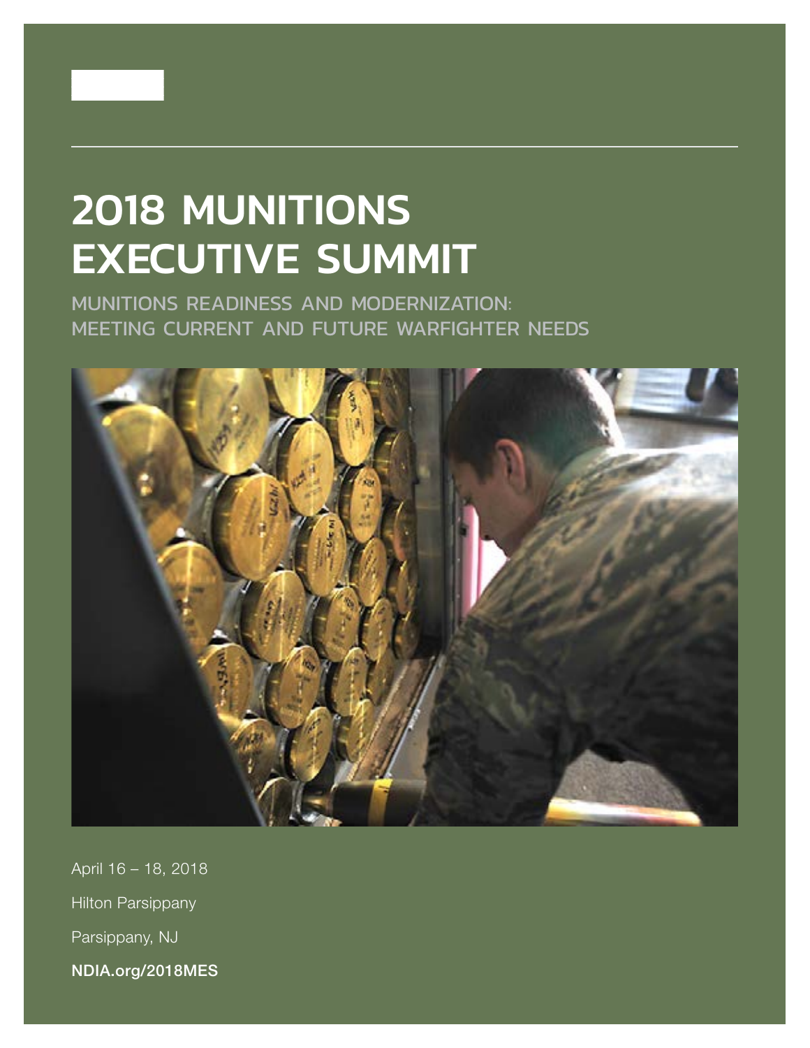# 2018 MUNITIONS EXECUTIVE SUMMIT

## MUNITIONS READINESS AND MODERNIZATION: MEETING CURRENT AND FUTURE WARFIGHTER NEEDS

April 16 – 18, 2018

Hilton Parsippany

Parsippany, NJ

**NDIA.org/2018MES**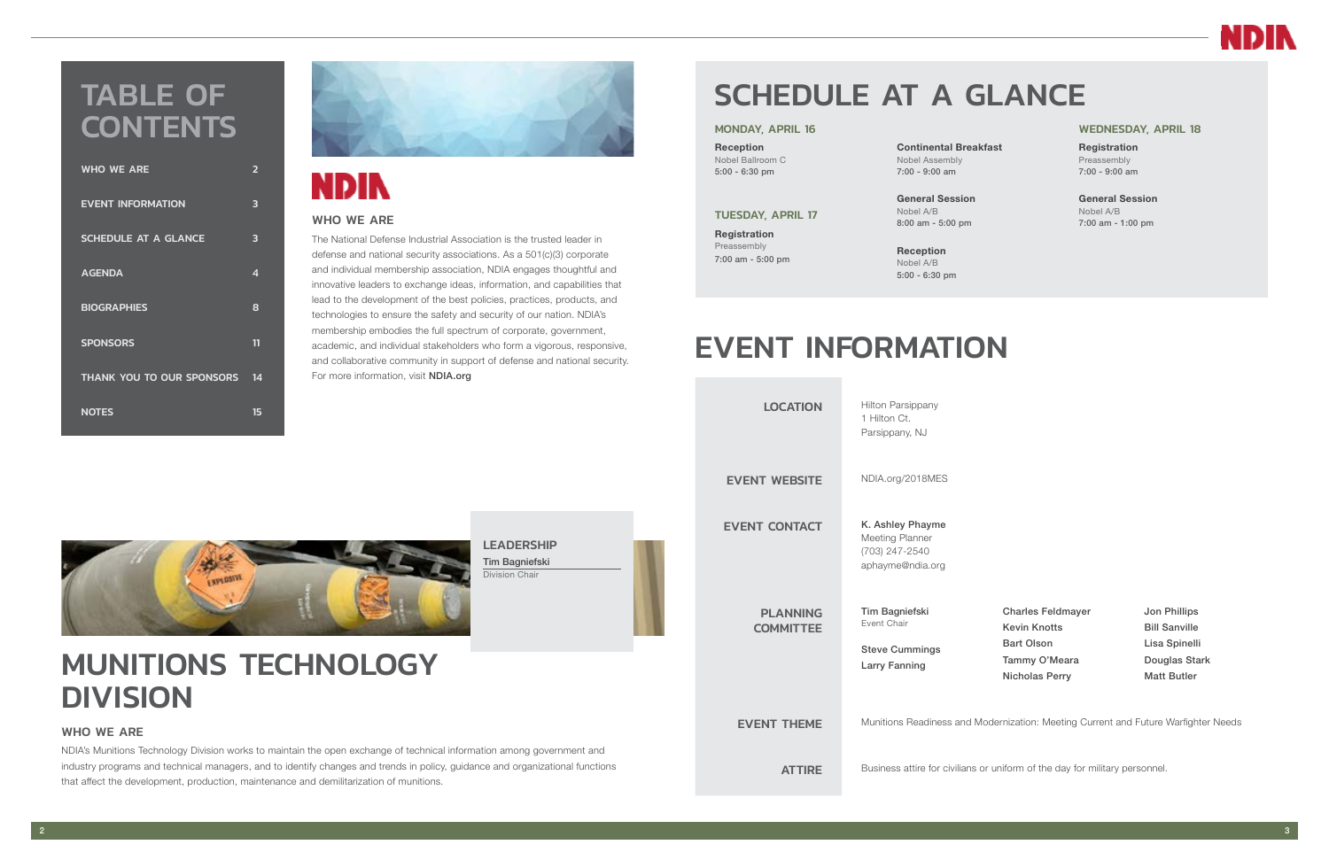# TABLE OF CONTENTS

| | |
|---|---|
| WHO WE ARE | 2 |
| EVENT INFORMATION | 3 |
| SCHEDULE AT A GLANCE | 3 |
| AGENDA | 4 |
| BIOGRAPHIES | 8 |
| SPONSORS | 11 |
| THANK YOU TO OUR SPONSORS | 14 |
| NOTES | 15 |

## NDIA

### WHO WE ARE

The National Defense Industrial Association is the trusted leader in defense and national security associations. As a 501(c)(3) corporate and individual membership association, NDIA engages thoughtful and innovative leaders to exchange ideas, information, and capabilities that lead to the development of the best policies, practices, products, and technologies to ensure the safety and security of our nation. NDIA's membership embodies the full spectrum of corporate, government, academic, and individual stakeholders who form a vigorous, responsive, and collaborative community in support of defense and national security. For more information, visit **NDIA.org**

**LEADERSHIP**

Tim Bagniefski
Division Chair

# MUNITIONS TECHNOLOGY DIVISION

### WHO WE ARE

NDIA's Munitions Technology Division works to maintain the open exchange of technical information among government and industry programs and technical managers, and to identify changes and trends in policy, guidance and organizational functions that affect the development, production, maintenance and demilitarization of munitions.

# SCHEDULE AT A GLANCE

### MONDAY, APRIL 16

**Reception**
Nobel Ballroom C
5:00 - 6:30 pm

### TUESDAY, APRIL 17

**Registration**
Preassembly
7:00 am - 5:00 pm

**Continental Breakfast**
Nobel Assembly
7:00 - 9:00 am

**General Session**
Nobel A/B
8:00 am - 5:00 pm

**Reception**
Nobel A/B
5:00 - 6:30 pm

### WEDNESDAY, APRIL 18

**Registration**
Preassembly
7:00 - 9:00 am

**General Session**
Nobel A/B
7:00 am - 1:00 pm

# EVENT INFORMATION

**LOCATION**
Hilton Parsippany
1 Hilton Ct.
Parsippany, NJ

**EVENT WEBSITE**
NDIA.org/2018MES

**EVENT CONTACT**
K. Ashley Phayme
Meeting Planner
(703) 247-2540
aphayme@ndia.org

**PLANNING COMMITTEE**

- Tim Bagniefski, Event Chair
- Steve Cummings
- Larry Fanning
- Charles Feldmayer
- Kevin Knotts
- Bart Olson
- Tammy O'Meara
- Nicholas Perry
- Jon Phillips
- Bill Sanville
- Lisa Spinelli
- Douglas Stark
- Matt Butler

**EVENT THEME**
Munitions Readiness and Modernization: Meeting Current and Future Warfighter Needs

**ATTIRE**
Business attire for civilians or uniform of the day for military personnel.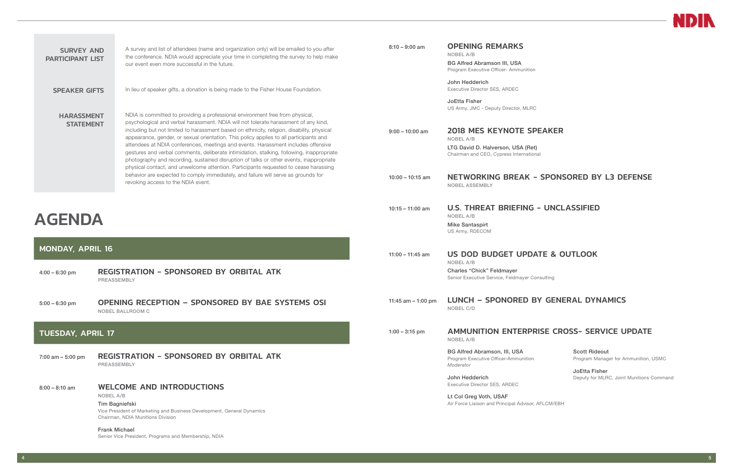**SURVEY AND PARTICIPANT LIST**

A survey and list of attendees (name and organization only) will be emailed to you after the conference. NDIA would appreciate your time in completing the survey to help make our event even more successful in the future.

**SPEAKER GIFTS**

In lieu of speaker gifts, a donation is being made to the Fisher House Foundation.

**HARASSMENT STATEMENT**

NDIA is committed to providing a professional environment free from physical, psychological and verbal harassment. NDIA will not tolerate harassment of any kind, including but not limited to harassment based on ethnicity, religion, disability, physical appearance, gender, or sexual orientation. This policy applies to all participants and attendees at NDIA conferences, meetings and events. Harassment includes offensive gestures and verbal comments, deliberate intimidation, stalking, following, inappropriate photography and recording, sustained disruption of talks or other events, inappropriate physical contact, and unwelcome attention. Participants requested to cease harassing behavior are expected to comply immediately, and failure will serve as grounds for revoking access to the NDIA event.

# AGENDA

## MONDAY, APRIL 16

4:00 – 6:30 pm

### REGISTRATION - SPONSORED BY ORBITAL ATK
PREASSEMBLY

5:00 – 6:30 pm

### OPENING RECEPTION – SPONSORED BY BAE SYSTEMS OSI
NOBEL BALLROOM C

## TUESDAY, APRIL 17

7:00 am – 5:00 pm

### REGISTRATION - SPONSORED BY ORBITAL ATK
PREASSEMBLY

8:00 – 8:10 am

### WELCOME AND INTRODUCTIONS
NOBEL A/B

**Tim Bagniefski**
Vice President of Marketing and Business Development, General Dynamics
Chairman, NDIA Munitions Division

**Frank Michael**
Senior Vice President, Programs and Membership, NDIA

8:10 – 9:00 am

### OPENING REMARKS
NOBEL A/B

**BG Alfred Abramson III, USA**
Program Executive Officer- Ammunition

**John Hedderich**
Executive Director SES, ARDEC

**JoEtta Fisher**
US Army, JMC - Deputy Director, MLRC

9:00 – 10:00 am

### 2018 MES KEYNOTE SPEAKER
NOBEL A/B

**LTG David D. Halverson, USA (Ret)**
Chairman and CEO, Cypress International

10:00 – 10:15 am

### NETWORKING BREAK - SPONSORED BY L3 DEFENSE
NOBEL ASSEMBLY

10:15 – 11:00 am

### U.S. THREAT BRIEFING - UNCLASSIFIED
NOBEL A/B

**Mike Santaspirt**
US Army, RDECOM

11:00 – 11:45 am

### US DOD BUDGET UPDATE & OUTLOOK
NOBEL A/B

**Charles "Chick" Feldmayer**
Senior Executive Service, Feldmayer Consulting

11:45 am – 1:00 pm

### LUNCH – SPONORED BY GENERAL DYNAMICS
NOBEL C/D

1:00 – 3:15 pm

### AMMUNITION ENTERPRISE CROSS- SERVICE UPDATE
NOBEL A/B

**BG Alfred Abramson, III, USA**
Program Executive Officer-Ammunition
*Moderator*

**John Hedderich**
Executive Director SES, ARDEC

**Lt Col Greg Voth, USAF**
Air Force Liaison and Principal Advisor, AFLCM/EBH

**Scott Rideout**
Program Manager for Ammunition, USMC

**JoEtta Fisher**
Deputy for MLRC, Joint Munitions Command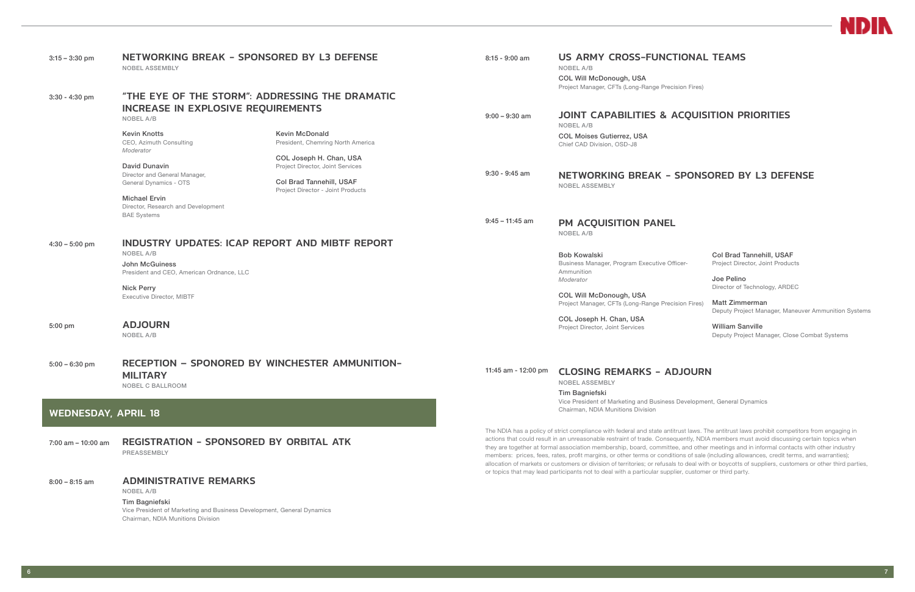**3:15 – 3:30 pm**

### NETWORKING BREAK - SPONSORED BY L3 DEFENSE

NOBEL ASSEMBLY

**3:30 - 4:30 pm**

### "THE EYE OF THE STORM": ADDRESSING THE DRAMATIC INCREASE IN EXPLOSIVE REQUIREMENTS

NOBEL A/B

**Kevin Knotts**
CEO, Azimuth Consulting
*Moderator*

**David Dunavin**
Director and General Manager,
General Dynamics - OTS

**Michael Ervin**
Director, Research and Development
BAE Systems

**Kevin McDonald**
President, Chemring North America

**COL Joseph H. Chan, USA**
Project Director, Joint Services

**Col Brad Tannehill, USAF**
Project Director - Joint Products

**4:30 – 5:00 pm**

### INDUSTRY UPDATES: ICAP REPORT AND MIBTF REPORT

NOBEL A/B

**John McGuiness**
President and CEO, American Ordnance, LLC

**Nick Perry**
Executive Director, MIBTF

**5:00 pm**

### ADJOURN

NOBEL A/B

**5:00 – 6:30 pm**

### RECEPTION – SPONORED BY WINCHESTER AMMUNITION-MILITARY

NOBEL C BALLROOM

## WEDNESDAY, APRIL 18

**7:00 am – 10:00 am**

### REGISTRATION - SPONSORED BY ORBITAL ATK

PREASSEMBLY

**8:00 – 8:15 am**

### ADMINISTRATIVE REMARKS

NOBEL A/B

**Tim Bagniefski**
Vice President of Marketing and Business Development, General Dynamics
Chairman, NDIA Munitions Division

**8:15 - 9:00 am**

### US ARMY CROSS-FUNCTIONAL TEAMS

NOBEL A/B

**COL Will McDonough, USA**
Project Manager, CFTs (Long-Range Precision Fires)

**9:00 – 9:30 am**

### JOINT CAPABILITIES & ACQUISITION PRIORITIES

NOBEL A/B

**COL Moises Gutierrez, USA**
Chief CAD Division, OSD-J8

**9:30 - 9:45 am**

### NETWORKING BREAK - SPONSORED BY L3 DEFENSE

NOBEL ASSEMBLY

**9:45 – 11:45 am**

### PM ACQUISITION PANEL

NOBEL A/B

**Bob Kowalski**
Business Manager, Program Executive Officer-Ammunition
*Moderator*

**COL Will McDonough, USA**
Project Manager, CFTs (Long-Range Precision Fires)

**COL Joseph H. Chan, USA**
Project Director, Joint Services

**Col Brad Tannehill, USAF**
Project Director, Joint Products

**Joe Pelino**
Director of Technology, ARDEC

**Matt Zimmerman**
Deputy Project Manager, Maneuver Ammunition Systems

**William Sanville**
Deputy Project Manager, Close Combat Systems

**11:45 am - 12:00 pm**

### CLOSING REMARKS - ADJOURN

NOBEL ASSEMBLY

**Tim Bagniefski**
Vice President of Marketing and Business Development, General Dynamics
Chairman, NDIA Munitions Division

The NDIA has a policy of strict compliance with federal and state antitrust laws. The antitrust laws prohibit competitors from engaging in actions that could result in an unreasonable restraint of trade. Consequently, NDIA members must avoid discussing certain topics when they are together at formal association membership, board, committee, and other meetings and in informal contacts with other industry members: prices, fees, rates, profit margins, or other terms or conditions of sale (including allowances, credit terms, and warranties); allocation of markets or customers or division of territories; or refusals to deal with or boycotts of suppliers, customers or other third parties, or topics that may lead participants not to deal with a particular supplier, customer or third party.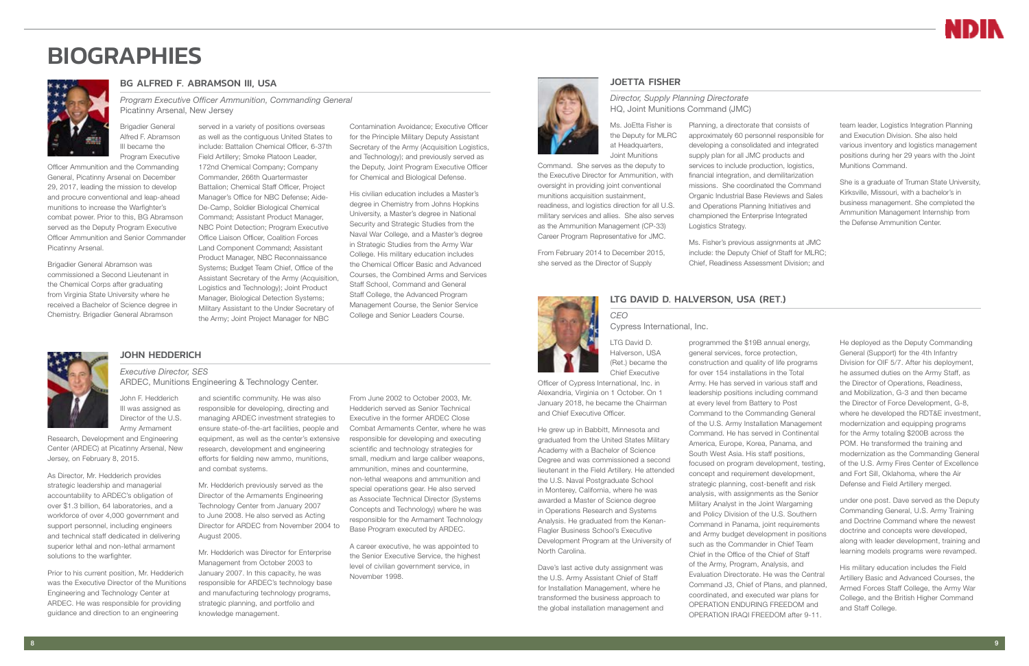# BIOGRAPHIES

## BG ALFRED F. ABRAMSON III, USA

*Program Executive Officer Ammunition, Commanding General*
Picatinny Arsenal, New Jersey

Brigadier General Alfred F. Abramson III became the Program Executive Officer Ammunition and the Commanding General, Picatinny Arsenal on December 29, 2017, leading the mission to develop and procure conventional and leap-ahead munitions to increase the Warfighter's combat power. Prior to this, BG Abramson served as the Deputy Program Executive Officer Ammunition and Senior Commander Picatinny Arsenal.

Brigadier General Abramson was commissioned a Second Lieutenant in the Chemical Corps after graduating from Virginia State University where he received a Bachelor of Science degree in Chemistry. Brigadier General Abramson served in a variety of positions overseas as well as the contiguous United States to include: Battalion Chemical Officer, 6-37th Field Artillery; Smoke Platoon Leader, 172nd Chemical Company; Company Commander, 266th Quartermaster Battalion; Chemical Staff Officer, Project Manager's Office for NBC Defense; Aide-De-Camp, Soldier Biological Chemical Command; Assistant Product Manager, NBC Point Detection; Program Executive Office Liaison Officer, Coalition Forces Land Component Command; Assistant Product Manager, NBC Reconnaissance Systems; Budget Team Chief, Office of the Assistant Secretary of the Army (Acquisition, Logistics and Technology); Joint Product Manager, Biological Detection Systems; Military Assistant to the Under Secretary of the Army; Joint Project Manager for NBC Contamination Avoidance; Executive Officer for the Principle Military Deputy Assistant Secretary of the Army (Acquisition Logistics, and Technology); and previously served as the Deputy, Joint Program Executive Officer for Chemical and Biological Defense.

His civilian education includes a Master's degree in Chemistry from Johns Hopkins University, a Master's degree in National Security and Strategic Studies from the Naval War College, and a Master's degree in Strategic Studies from the Army War College. His military education includes the Chemical Officer Basic and Advanced Courses, the Combined Arms and Services Staff School, Command and General Staff College, the Advanced Program Management Course, the Senior Service College and Senior Leaders Course.

## JOHN HEDDERICH

*Executive Director, SES*
ARDEC, Munitions Engineering & Technology Center.

John F. Hedderich III was assigned as Director of the U.S. Army Armament Research, Development and Engineering Center (ARDEC) at Picatinny Arsenal, New Jersey, on February 8, 2015.

As Director, Mr. Hedderich provides strategic leadership and managerial accountability to ARDEC's obligation of over $1.3 billion, 64 laboratories, and a workforce of over 4,000 government and support personnel, including engineers and technical staff dedicated in delivering superior lethal and non-lethal armament solutions to the warfighter.

Prior to his current position, Mr. Hedderich was the Executive Director of the Munitions Engineering and Technology Center at ARDEC. He was responsible for providing guidance and direction to an engineering and scientific community. He was also responsible for developing, directing and managing ARDEC investment strategies to ensure state-of-the-art facilities, people and equipment, as well as the center's extensive research, development and engineering efforts for fielding new ammo, munitions, and combat systems.

Mr. Hedderich previously served as the Director of the Armaments Engineering Technology Center from January 2007 to June 2008. He also served as Acting Director for ARDEC from November 2004 to August 2005.

Mr. Hedderich was Director for Enterprise Management from October 2003 to January 2007. In this capacity, he was responsible for ARDEC's technology base and manufacturing technology programs, strategic planning, and portfolio and knowledge management.

From June 2002 to October 2003, Mr. Hedderich served as Senior Technical Executive in the former ARDEC Close Combat Armaments Center, where he was responsible for developing and executing scientific and technology strategies for small, medium and large caliber weapons, ammunition, mines and countermine, non-lethal weapons and ammunition and special operations gear. He also served as Associate Technical Director (Systems Concepts and Technology) where he was responsible for the Armament Technology Base Program executed by ARDEC.

A career executive, he was appointed to the Senior Executive Service, the highest level of civilian government service, in November 1998.

## JOETTA FISHER

*Director, Supply Planning Directorate*
HQ, Joint Munitions Command (JMC)

Ms. JoEtta Fisher is the Deputy for MLRC at Headquarters, Joint Munitions Command. She serves as the deputy to the Executive Director for Ammunition, with oversight in providing joint conventional munitions acquisition sustainment, readiness, and logistics direction for all U.S. military services and allies. She also serves as the Ammunition Management (CP-33) Career Program Representative for JMC.

From February 2014 to December 2015, she served as the Director of Supply Planning, a directorate that consists of approximately 60 personnel responsible for developing a consolidated and integrated supply plan for all JMC products and services to include production, logistics, financial integration, and demilitarization missions. She coordinated the Command Organic Industrial Base Reviews and Sales and Operations Planning Initiatives and championed the Enterprise Integrated Logistics Strategy.

Ms. Fisher's previous assignments at JMC include: the Deputy Chief of Staff for MLRC; Chief, Readiness Assessment Division; and team leader, Logistics Integration Planning and Execution Division. She also held various inventory and logistics management positions during her 29 years with the Joint Munitions Command.

She is a graduate of Truman State University, Kirksville, Missouri, with a bachelor's in business management. She completed the Ammunition Management Internship from the Defense Ammunition Center.

## LTG DAVID D. HALVERSON, USA (RET.)

*CEO*
Cypress International, Inc.

LTG David D. Halverson, USA (Ret.) became the Chief Executive Officer of Cypress International, Inc. in Alexandria, Virginia on 1 October. On 1 January 2018, he became the Chairman and Chief Executive Officer.

He grew up in Babbitt, Minnesota and graduated from the United States Military Academy with a Bachelor of Science Degree and was commissioned a second lieutenant in the Field Artillery. He attended the U.S. Naval Postgraduate School in Monterey, California, where he was awarded a Master of Science degree in Operations Research and Systems Analysis. He graduated from the Kenan-Flagler Business School's Executive Development Program at the University of North Carolina.

Dave's last active duty assignment was the U.S. Army Assistant Chief of Staff for Installation Management, where he transformed the business approach to the global installation management and programmed the $19B annual energy, general services, force protection, construction and quality of life programs for over 154 installations in the Total Army. He has served in various staff and leadership positions including command at every level from Battery to Post Command to the Commanding General of the U.S. Army Installation Management Command. He has served in Continental America, Europe, Korea, Panama, and South West Asia. His staff positions, focused on program development, testing, concept and requirement development, strategic planning, cost-benefit and risk analysis, with assignments as the Senior Military Analyst in the Joint Wargaming and Policy Division of the U.S. Southern Command in Panama, joint requirements and Army budget development in positions such as the Commander in Chief Team Chief in the Office of the Chief of Staff of the Army, Program, Analysis, and Evaluation Directorate. He was the Central Command J3, Chief of Plans, and planned, coordinated, and executed war plans for OPERATION ENDURING FREEDOM and OPERATION IRAQI FREEDOM after 9-11.

He deployed as the Deputy Commanding General (Support) for the 4th Infantry Division for OIF 5/7. After his deployment, he assumed duties on the Army Staff, as the Director of Operations, Readiness, and Mobilization, G-3 and then became the Director of Force Development, G-8, where he developed the RDT&E investment, modernization and equipping programs for the Army totaling $200B across the POM. He transformed the training and modernization as the Commanding General of the U.S. Army Fires Center of Excellence and Fort Sill, Oklahoma, where the Air Defense and Field Artillery merged.

under one post. Dave served as the Deputy Commanding General, U.S. Army Training and Doctrine Command where the newest doctrine and concepts were developed, along with leader development, training and learning models programs were revamped.

His military education includes the Field Artillery Basic and Advanced Courses, the Armed Forces Staff College, the Army War College, and the British Higher Command and Staff College.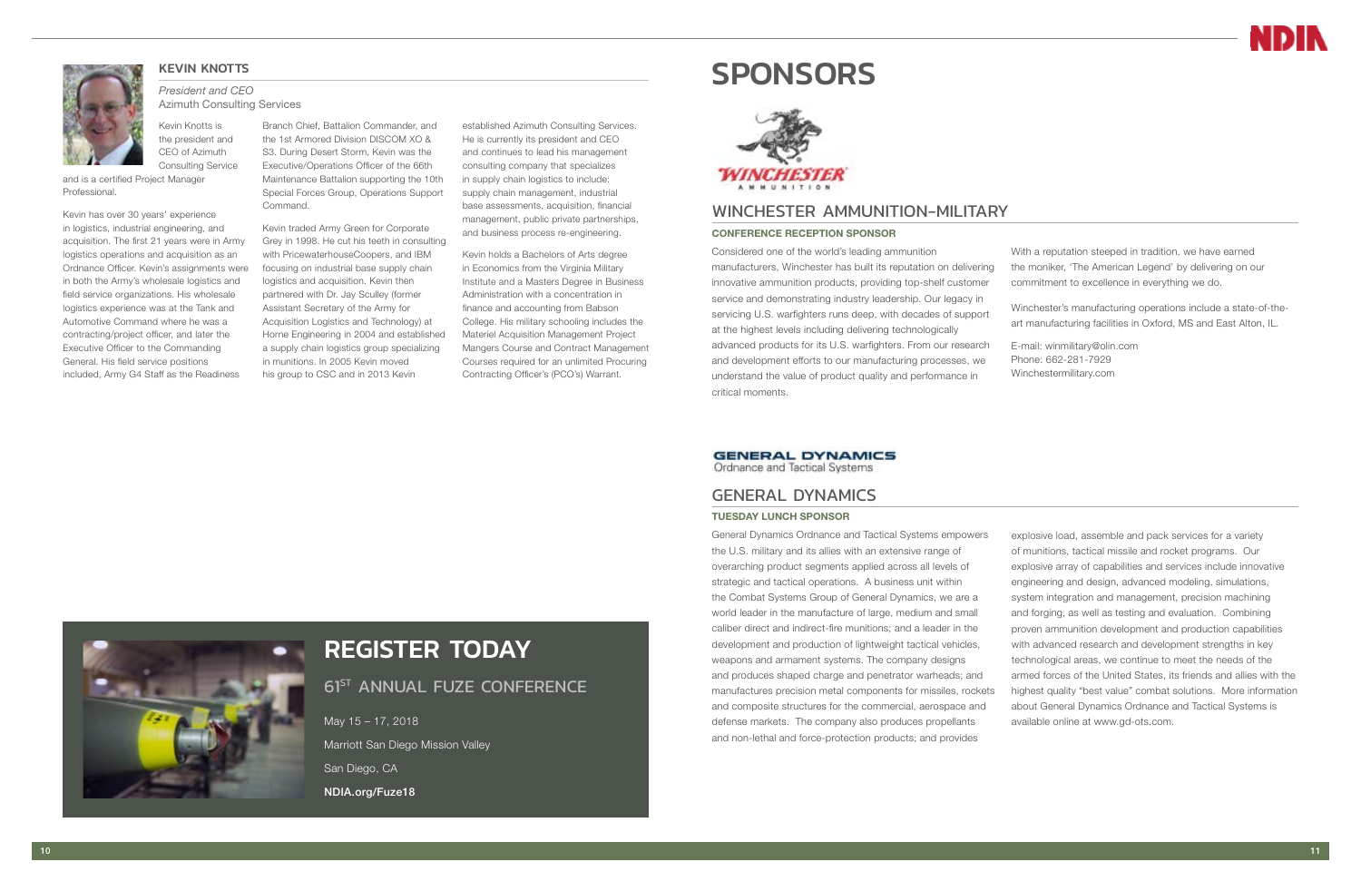### KEVIN KNOTTS

*President and CEO*
Azimuth Consulting Services

Kevin Knotts is the president and CEO of Azimuth Consulting Service and is a certified Project Manager Professional.

Kevin has over 30 years' experience in logistics, industrial engineering, and acquisition. The first 21 years were in Army logistics operations and acquisition as an Ordnance Officer. Kevin's assignments were in both the Army's wholesale logistics and field service organizations. His wholesale logistics experience was at the Tank and Automotive Command where he was a contracting/project officer, and later the Executive Officer to the Commanding General. His field service positions included, Army G4 Staff as the Readiness Branch Chief, Battalion Commander, and the 1st Armored Division DISCOM XO & S3. During Desert Storm, Kevin was the Executive/Operations Officer of the 66th Maintenance Battalion supporting the 10th Special Forces Group, Operations Support Command.

Kevin traded Army Green for Corporate Grey in 1998. He cut his teeth in consulting with PricewaterhouseCoopers, and IBM focusing on industrial base supply chain logistics and acquisition. Kevin then partnered with Dr. Jay Sculley (former Assistant Secretary of the Army for Acquisition Logistics and Technology) at Horne Engineering in 2004 and established a supply chain logistics group specializing in munitions. In 2005 Kevin moved his group to CSC and in 2013 Kevin established Azimuth Consulting Services. He is currently its president and CEO and continues to lead his management consulting company that specializes in supply chain logistics to include: supply chain management, industrial base assessments, acquisition, financial management, public private partnerships, and business process re-engineering.

Kevin holds a Bachelors of Arts degree in Economics from the Virginia Military Institute and a Masters Degree in Business Administration with a concentration in finance and accounting from Babson College. His military schooling includes the Materiel Acquisition Management Project Mangers Course and Contract Management Courses required for an unlimited Procuring Contracting Officer's (PCO's) Warrant.

## REGISTER TODAY

### 61ST ANNUAL FUZE CONFERENCE

May 15 – 17, 2018

Marriott San Diego Mission Valley

San Diego, CA

**NDIA.org/Fuze18**

# SPONSORS

## WINCHESTER AMMUNITION-MILITARY

**CONFERENCE RECEPTION SPONSOR**

Considered one of the world's leading ammunition manufacturers, Winchester has built its reputation on delivering innovative ammunition products, providing top-shelf customer service and demonstrating industry leadership. Our legacy in servicing U.S. warfighters runs deep, with decades of support at the highest levels including delivering technologically advanced products for its U.S. warfighters. From our research and development efforts to our manufacturing processes, we understand the value of product quality and performance in critical moments.

With a reputation steeped in tradition, we have earned the moniker, 'The American Legend' by delivering on our commitment to excellence in everything we do.

Winchester's manufacturing operations include a state-of-the-art manufacturing facilities in Oxford, MS and East Alton, IL.

E-mail: winmilitary@olin.com
Phone: 662-281-7929
Winchestermilitary.com

## GENERAL DYNAMICS

**TUESDAY LUNCH SPONSOR**

General Dynamics Ordnance and Tactical Systems empowers the U.S. military and its allies with an extensive range of overarching product segments applied across all levels of strategic and tactical operations. A business unit within the Combat Systems Group of General Dynamics, we are a world leader in the manufacture of large, medium and small caliber direct and indirect-fire munitions; and a leader in the development and production of lightweight tactical vehicles, weapons and armament systems. The company designs and produces shaped charge and penetrator warheads; and manufactures precision metal components for missiles, rockets and composite structures for the commercial, aerospace and defense markets. The company also produces propellants and non-lethal and force-protection products; and provides explosive load, assemble and pack services for a variety of munitions, tactical missile and rocket programs. Our explosive array of capabilities and services include innovative engineering and design, advanced modeling, simulations, system integration and management, precision machining and forging, as well as testing and evaluation. Combining proven ammunition development and production capabilities with advanced research and development strengths in key technological areas, we continue to meet the needs of the armed forces of the United States, its friends and allies with the highest quality "best value" combat solutions. More information about General Dynamics Ordnance and Tactical Systems is available online at www.gd-ots.com.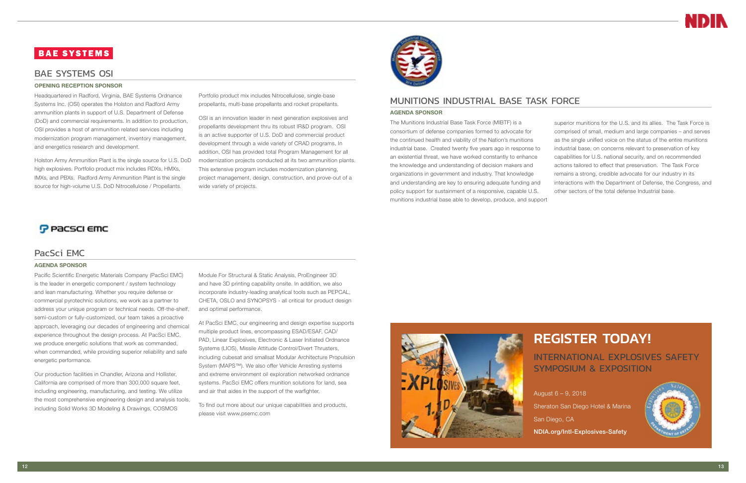## BAE SYSTEMS OSI

**OPENING RECEPTION SPONSOR**

Headquartered in Radford, Virginia, BAE Systems Ordnance Systems Inc. (OSI) operates the Holston and Radford Army ammunition plants in support of U.S. Department of Defense (DoD) and commercial requirements. In addition to production, OSI provides a host of ammunition related services including modernization program management, inventory management, and energetics research and development.

Holston Army Ammunition Plant is the single source for U.S. DoD high explosives. Portfolio product mix includes RDXs, HMXs, IMXs, and PBXs. Radford Army Ammunition Plant is the single source for high-volume U.S. DoD Nitrocellulose / Propellants. Portfolio product mix includes Nitrocellulose, single-base propellants, multi-base propellants and rocket propellants.

OSI is an innovation leader in next generation explosives and propellants development thru its robust IR&D program. OSI is an active supporter of U.S. DoD and commercial product development through a wide variety of CRAD programs. In addition, OSI has provided total Program Management for all modernization projects conducted at its two ammunition plants. This extensive program includes modernization planning, project management, design, construction, and prove-out of a wide variety of projects.

## PacSci EMC

**AGENDA SPONSOR**

Pacific Scientific Energetic Materials Company (PacSci EMC) is the leader in energetic component / system technology and lean manufacturing. Whether you require defense or commercial pyrotechnic solutions, we work as a partner to address your unique program or technical needs. Off-the-shelf, semi-custom or fully-customized, our team takes a proactive approach, leveraging our decades of engineering and chemical experience throughout the design process. At PacSci EMC, we produce energetic solutions that work as commanded, when commanded, while providing superior reliability and safe energetic performance.

Our production facilities in Chandler, Arizona and Hollister, California are comprised of more than 300,000 square feet, including engineering, manufacturing, and testing. We utilize the most comprehensive engineering design and analysis tools, including Solid Works 3D Modeling & Drawings, COSMOS Module For Structural & Static Analysis, ProEngineer 3D and have 3D printing capability onsite. In addition, we also incorporate industry-leading analytical tools such as PEPCAL, CHETA, OSLO and SYNOPSYS - all critical for product design and optimal performance.

At PacSci EMC, our engineering and design expertise supports multiple product lines, encompassing ESAD/ESAF, CAD/PAD, Linear Explosives, Electronic & Laser Initiated Ordnance Systems (LIOS), Missile Attitude Control/Divert Thrusters, including cubesat and smallsat Modular Architecture Propulsion System (MAPS™). We also offer Vehicle Arresting systems and extreme environment oil exploration networked ordnance systems. PacSci EMC offers munition solutions for land, sea and air that aides in the support of the warfighter.

To find out more about our unique capabilities and products, please visit www.psemc.com

## MUNITIONS INDUSTRIAL BASE TASK FORCE

**AGENDA SPONSOR**

The Munitions Industrial Base Task Force (MIBTF) is a consortium of defense companies formed to advocate for the continued health and viability of the Nation's munitions industrial base. Created twenty five years ago in response to an existential threat, we have worked constantly to enhance the knowledge and understanding of decision makers and organizations in government and industry. That knowledge and understanding are key to ensuring adequate funding and policy support for sustainment of a responsive, capable U.S. munitions industrial base able to develop, produce, and support superior munitions for the U.S. and its allies. The Task Force is comprised of small, medium and large companies – and serves as the single unified voice on the status of the entire munitions industrial base, on concerns relevant to preservation of key capabilities for U.S. national security, and on recommended actions tailored to effect that preservation. The Task Force remains a strong, credible advocate for our industry in its interactions with the Department of Defense, the Congress, and other sectors of the total defense Industrial base.

# REGISTER TODAY!

## INTERNATIONAL EXPLOSIVES SAFETY SYMPOSIUM & EXPOSITION

August 6 – 9, 2018

Sheraton San Diego Hotel & Marina

San Diego, CA

**NDIA.org/Intl-Explosives-Safety**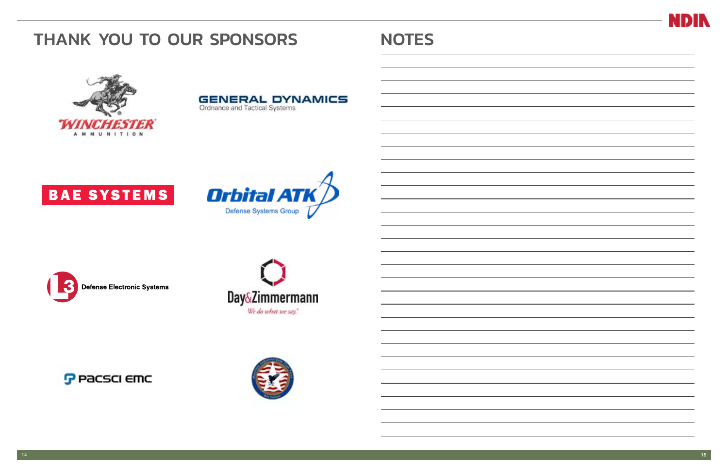# THANK YOU TO OUR SPONSORS

WINCHESTER AMMUNITION

GENERAL DYNAMICS
Ordnance and Tactical Systems

BAE SYSTEMS

Orbital ATK
Defense Systems Group

L3 Defense Electronic Systems

Day&Zimmermann
We do what we say.

PacSci EMC

# NOTES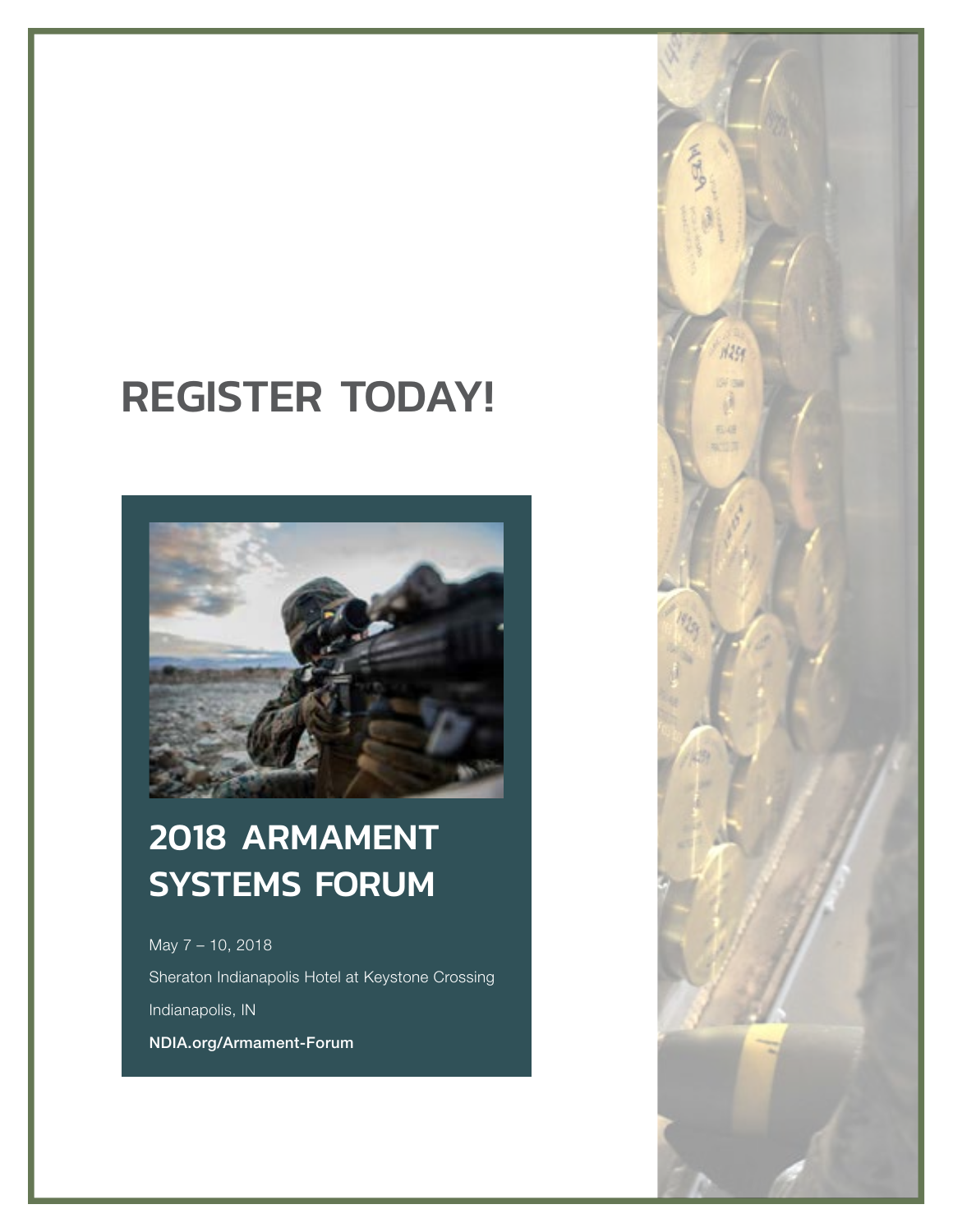# REGISTER TODAY!

## 2018 ARMAMENT SYSTEMS FORUM

May 7 – 10, 2018

Sheraton Indianapolis Hotel at Keystone Crossing

Indianapolis, IN

**NDIA.org/Armament-Forum**